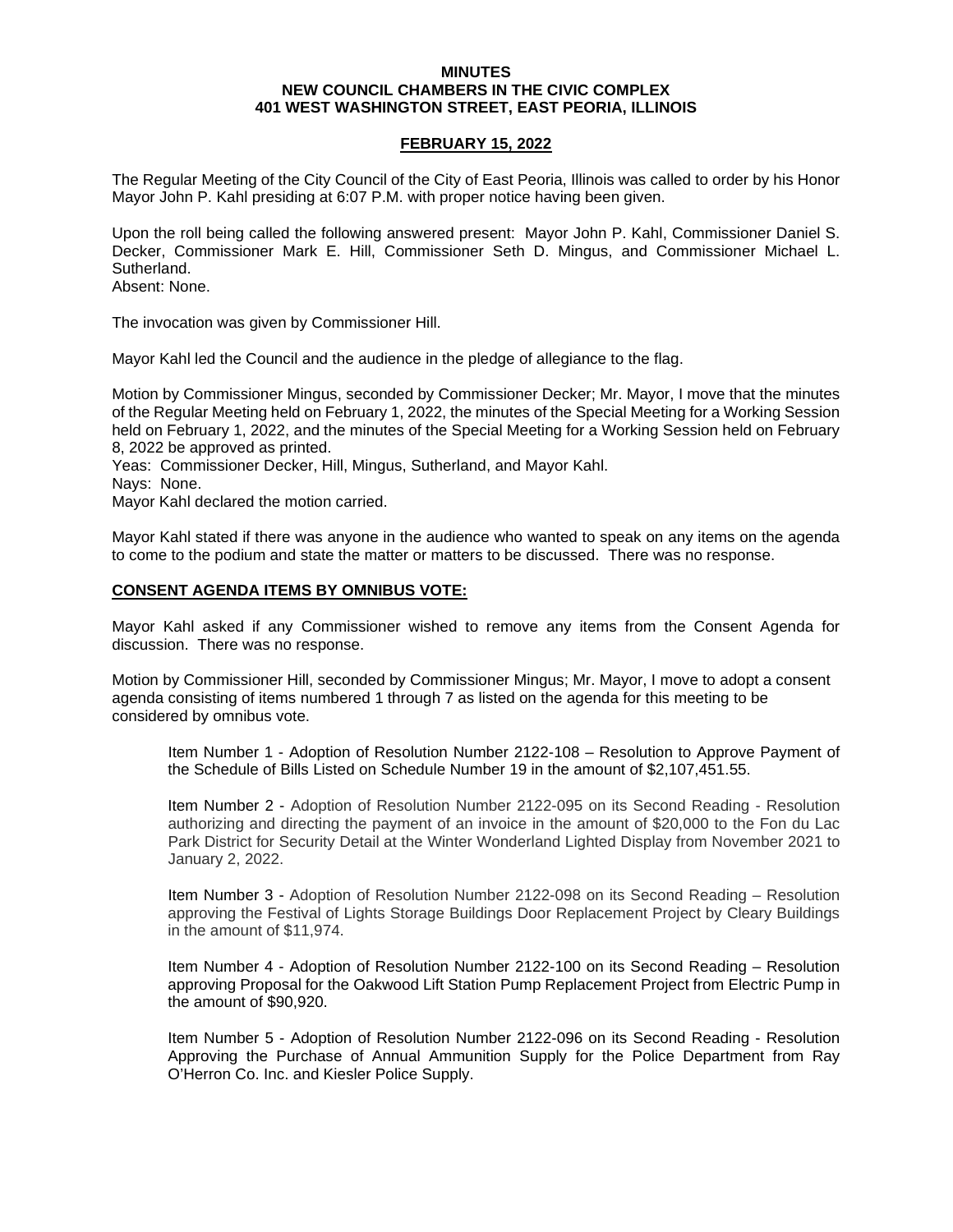**MINUTES**
**NEW COUNCIL CHAMBERS IN THE CIVIC COMPLEX**
**401 WEST WASHINGTON STREET, EAST PEORIA, ILLINOIS**

**FEBRUARY 15, 2022**

The Regular Meeting of the City Council of the City of East Peoria, Illinois was called to order by his Honor Mayor John P. Kahl presiding at 6:07 P.M. with proper notice having been given.

Upon the roll being called the following answered present: Mayor John P. Kahl, Commissioner Daniel S. Decker, Commissioner Mark E. Hill, Commissioner Seth D. Mingus, and Commissioner Michael L. Sutherland.
Absent: None.

The invocation was given by Commissioner Hill.

Mayor Kahl led the Council and the audience in the pledge of allegiance to the flag.

Motion by Commissioner Mingus, seconded by Commissioner Decker; Mr. Mayor, I move that the minutes of the Regular Meeting held on February 1, 2022, the minutes of the Special Meeting for a Working Session held on February 1, 2022, and the minutes of the Special Meeting for a Working Session held on February 8, 2022 be approved as printed.
Yeas: Commissioner Decker, Hill, Mingus, Sutherland, and Mayor Kahl.
Nays: None.
Mayor Kahl declared the motion carried.

Mayor Kahl stated if there was anyone in the audience who wanted to speak on any items on the agenda to come to the podium and state the matter or matters to be discussed. There was no response.

**CONSENT AGENDA ITEMS BY OMNIBUS VOTE:**

Mayor Kahl asked if any Commissioner wished to remove any items from the Consent Agenda for discussion. There was no response.

Motion by Commissioner Hill, seconded by Commissioner Mingus; Mr. Mayor, I move to adopt a consent agenda consisting of items numbered 1 through 7 as listed on the agenda for this meeting to be considered by omnibus vote.

Item Number 1 - Adoption of Resolution Number 2122-108 – Resolution to Approve Payment of the Schedule of Bills Listed on Schedule Number 19 in the amount of $2,107,451.55.

Item Number 2 - Adoption of Resolution Number 2122-095 on its Second Reading - Resolution authorizing and directing the payment of an invoice in the amount of $20,000 to the Fon du Lac Park District for Security Detail at the Winter Wonderland Lighted Display from November 2021 to January 2, 2022.

Item Number 3 - Adoption of Resolution Number 2122-098 on its Second Reading – Resolution approving the Festival of Lights Storage Buildings Door Replacement Project by Cleary Buildings in the amount of $11,974.

Item Number 4 - Adoption of Resolution Number 2122-100 on its Second Reading – Resolution approving Proposal for the Oakwood Lift Station Pump Replacement Project from Electric Pump in the amount of $90,920.

Item Number 5 - Adoption of Resolution Number 2122-096 on its Second Reading - Resolution Approving the Purchase of Annual Ammunition Supply for the Police Department from Ray O'Herron Co. Inc. and Kiesler Police Supply.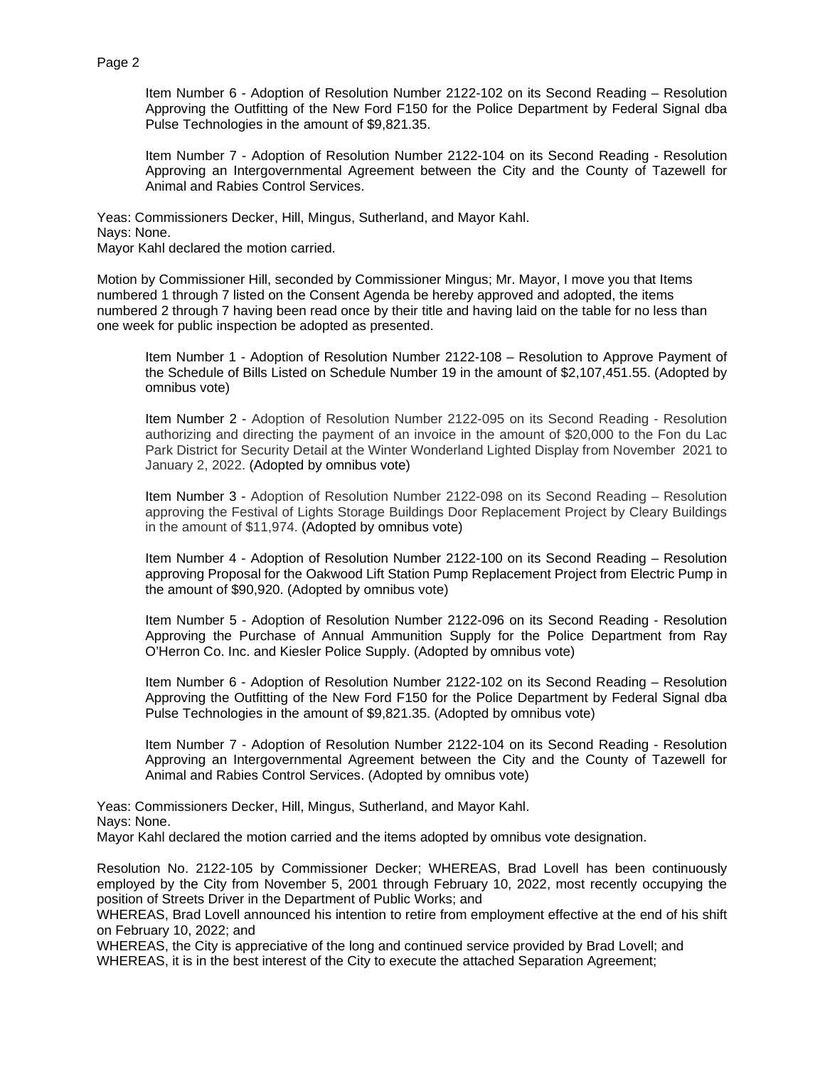Item Number 6 - Adoption of Resolution Number 2122-102 on its Second Reading – Resolution Approving the Outfitting of the New Ford F150 for the Police Department by Federal Signal dba Pulse Technologies in the amount of $9,821.35.

Item Number 7 - Adoption of Resolution Number 2122-104 on its Second Reading - Resolution Approving an Intergovernmental Agreement between the City and the County of Tazewell for Animal and Rabies Control Services.

Yeas: Commissioners Decker, Hill, Mingus, Sutherland, and Mayor Kahl.
Nays: None.
Mayor Kahl declared the motion carried.

Motion by Commissioner Hill, seconded by Commissioner Mingus; Mr. Mayor, I move you that Items numbered 1 through 7 listed on the Consent Agenda be hereby approved and adopted, the items numbered 2 through 7 having been read once by their title and having laid on the table for no less than one week for public inspection be adopted as presented.

Item Number 1 - Adoption of Resolution Number 2122-108 – Resolution to Approve Payment of the Schedule of Bills Listed on Schedule Number 19 in the amount of $2,107,451.55. (Adopted by omnibus vote)

Item Number 2 - Adoption of Resolution Number 2122-095 on its Second Reading - Resolution authorizing and directing the payment of an invoice in the amount of $20,000 to the Fon du Lac Park District for Security Detail at the Winter Wonderland Lighted Display from November 2021 to January 2, 2022. (Adopted by omnibus vote)

Item Number 3 - Adoption of Resolution Number 2122-098 on its Second Reading – Resolution approving the Festival of Lights Storage Buildings Door Replacement Project by Cleary Buildings in the amount of $11,974. (Adopted by omnibus vote)

Item Number 4 - Adoption of Resolution Number 2122-100 on its Second Reading – Resolution approving Proposal for the Oakwood Lift Station Pump Replacement Project from Electric Pump in the amount of $90,920. (Adopted by omnibus vote)

Item Number 5 - Adoption of Resolution Number 2122-096 on its Second Reading - Resolution Approving the Purchase of Annual Ammunition Supply for the Police Department from Ray O'Herron Co. Inc. and Kiesler Police Supply. (Adopted by omnibus vote)

Item Number 6 - Adoption of Resolution Number 2122-102 on its Second Reading – Resolution Approving the Outfitting of the New Ford F150 for the Police Department by Federal Signal dba Pulse Technologies in the amount of $9,821.35. (Adopted by omnibus vote)

Item Number 7 - Adoption of Resolution Number 2122-104 on its Second Reading - Resolution Approving an Intergovernmental Agreement between the City and the County of Tazewell for Animal and Rabies Control Services. (Adopted by omnibus vote)

Yeas: Commissioners Decker, Hill, Mingus, Sutherland, and Mayor Kahl.
Nays: None.
Mayor Kahl declared the motion carried and the items adopted by omnibus vote designation.

Resolution No. 2122-105 by Commissioner Decker; WHEREAS, Brad Lovell has been continuously employed by the City from November 5, 2001 through February 10, 2022, most recently occupying the position of Streets Driver in the Department of Public Works; and
WHEREAS, Brad Lovell announced his intention to retire from employment effective at the end of his shift on February 10, 2022; and
WHEREAS, the City is appreciative of the long and continued service provided by Brad Lovell; and
WHEREAS, it is in the best interest of the City to execute the attached Separation Agreement;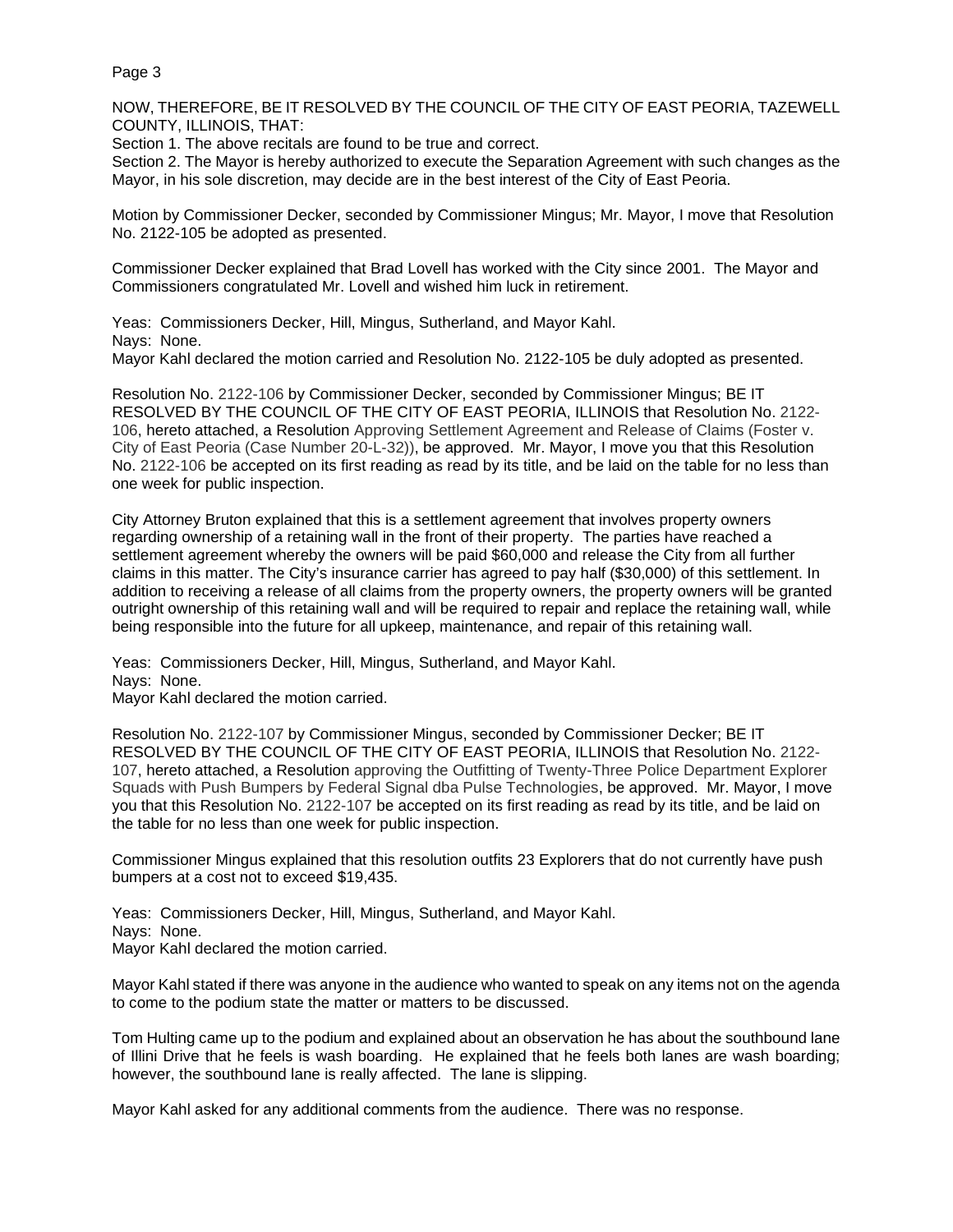NOW, THEREFORE, BE IT RESOLVED BY THE COUNCIL OF THE CITY OF EAST PEORIA, TAZEWELL COUNTY, ILLINOIS, THAT:

Section 1. The above recitals are found to be true and correct.

Section 2. The Mayor is hereby authorized to execute the Separation Agreement with such changes as the Mayor, in his sole discretion, may decide are in the best interest of the City of East Peoria.

Motion by Commissioner Decker, seconded by Commissioner Mingus; Mr. Mayor, I move that Resolution No. 2122-105 be adopted as presented.

Commissioner Decker explained that Brad Lovell has worked with the City since 2001. The Mayor and Commissioners congratulated Mr. Lovell and wished him luck in retirement.

Yeas: Commissioners Decker, Hill, Mingus, Sutherland, and Mayor Kahl.
Nays: None.
Mayor Kahl declared the motion carried and Resolution No. 2122-105 be duly adopted as presented.

Resolution No. 2122-106 by Commissioner Decker, seconded by Commissioner Mingus; BE IT RESOLVED BY THE COUNCIL OF THE CITY OF EAST PEORIA, ILLINOIS that Resolution No. 2122-106, hereto attached, a Resolution Approving Settlement Agreement and Release of Claims (Foster v. City of East Peoria (Case Number 20-L-32)), be approved. Mr. Mayor, I move you that this Resolution No. 2122-106 be accepted on its first reading as read by its title, and be laid on the table for no less than one week for public inspection.

City Attorney Bruton explained that this is a settlement agreement that involves property owners regarding ownership of a retaining wall in the front of their property. The parties have reached a settlement agreement whereby the owners will be paid $60,000 and release the City from all further claims in this matter. The City's insurance carrier has agreed to pay half ($30,000) of this settlement. In addition to receiving a release of all claims from the property owners, the property owners will be granted outright ownership of this retaining wall and will be required to repair and replace the retaining wall, while being responsible into the future for all upkeep, maintenance, and repair of this retaining wall.

Yeas: Commissioners Decker, Hill, Mingus, Sutherland, and Mayor Kahl.
Nays: None.
Mayor Kahl declared the motion carried.

Resolution No. 2122-107 by Commissioner Mingus, seconded by Commissioner Decker; BE IT RESOLVED BY THE COUNCIL OF THE CITY OF EAST PEORIA, ILLINOIS that Resolution No. 2122-107, hereto attached, a Resolution approving the Outfitting of Twenty-Three Police Department Explorer Squads with Push Bumpers by Federal Signal dba Pulse Technologies, be approved. Mr. Mayor, I move you that this Resolution No. 2122-107 be accepted on its first reading as read by its title, and be laid on the table for no less than one week for public inspection.

Commissioner Mingus explained that this resolution outfits 23 Explorers that do not currently have push bumpers at a cost not to exceed $19,435.

Yeas: Commissioners Decker, Hill, Mingus, Sutherland, and Mayor Kahl.
Nays: None.
Mayor Kahl declared the motion carried.

Mayor Kahl stated if there was anyone in the audience who wanted to speak on any items not on the agenda to come to the podium state the matter or matters to be discussed.

Tom Hulting came up to the podium and explained about an observation he has about the southbound lane of Illini Drive that he feels is wash boarding. He explained that he feels both lanes are wash boarding; however, the southbound lane is really affected. The lane is slipping.

Mayor Kahl asked for any additional comments from the audience. There was no response.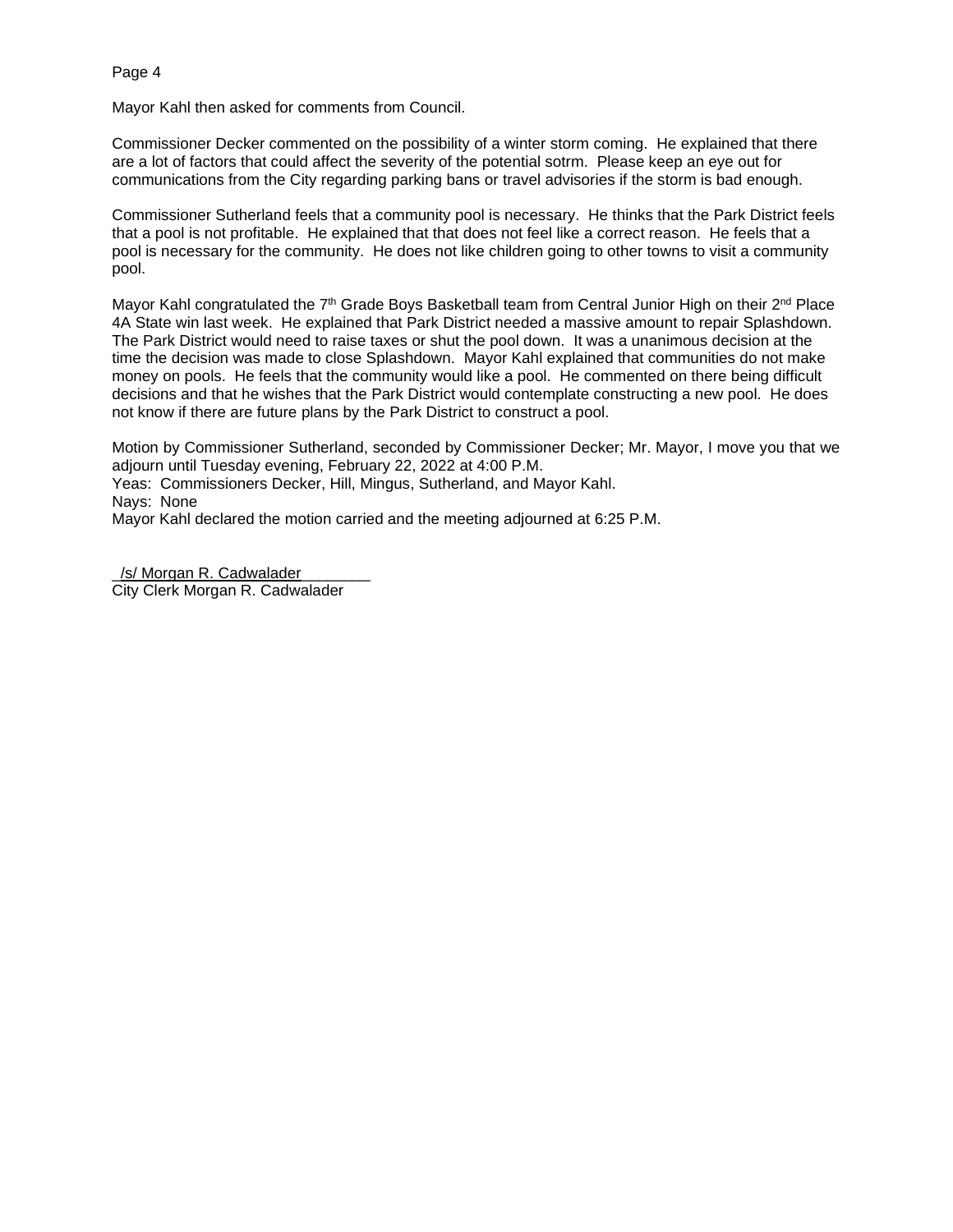Mayor Kahl then asked for comments from Council.

Commissioner Decker commented on the possibility of a winter storm coming. He explained that there are a lot of factors that could affect the severity of the potential sotrm. Please keep an eye out for communications from the City regarding parking bans or travel advisories if the storm is bad enough.

Commissioner Sutherland feels that a community pool is necessary. He thinks that the Park District feels that a pool is not profitable. He explained that that does not feel like a correct reason. He feels that a pool is necessary for the community. He does not like children going to other towns to visit a community pool.

Mayor Kahl congratulated the 7th Grade Boys Basketball team from Central Junior High on their 2nd Place 4A State win last week. He explained that Park District needed a massive amount to repair Splashdown. The Park District would need to raise taxes or shut the pool down. It was a unanimous decision at the time the decision was made to close Splashdown. Mayor Kahl explained that communities do not make money on pools. He feels that the community would like a pool. He commented on there being difficult decisions and that he wishes that the Park District would contemplate constructing a new pool. He does not know if there are future plans by the Park District to construct a pool.

Motion by Commissioner Sutherland, seconded by Commissioner Decker; Mr. Mayor, I move you that we adjourn until Tuesday evening, February 22, 2022 at 4:00 P.M.  
Yeas: Commissioners Decker, Hill, Mingus, Sutherland, and Mayor Kahl.  
Nays: None  
Mayor Kahl declared the motion carried and the meeting adjourned at 6:25 P.M.

/s/ Morgan R. Cadwalader  
City Clerk Morgan R. Cadwalader